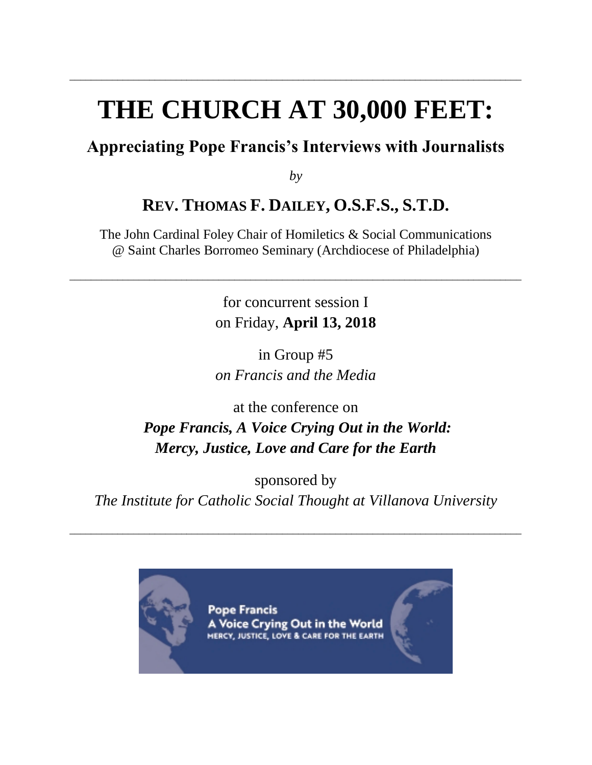---

# THE CHURCH AT 30,000 FEET:

## Appreciating Pope Francis's Interviews with Journalists

*by*

### REV. THOMAS F. DAILEY, O.S.F.S., S.T.D.

The John Cardinal Foley Chair of Homiletics & Social Communications
@ Saint Charles Borromeo Seminary (Archdiocese of Philadelphia)

---

for concurrent session I
on Friday, **April 13, 2018**

in Group #5
*on Francis and the Media*

at the conference on
***Pope Francis, A Voice Crying Out in the World: Mercy, Justice, Love and Care for the Earth***

sponsored by
*The Institute for Catholic Social Thought at Villanova University*

---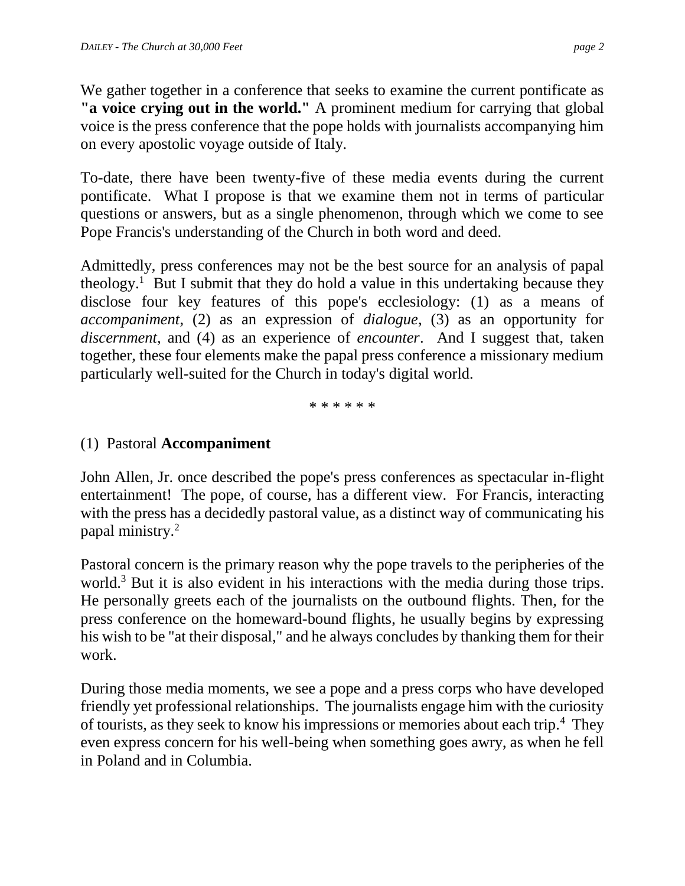We gather together in a conference that seeks to examine the current pontificate as **"a voice crying out in the world."** A prominent medium for carrying that global voice is the press conference that the pope holds with journalists accompanying him on every apostolic voyage outside of Italy.

To-date, there have been twenty-five of these media events during the current pontificate. What I propose is that we examine them not in terms of particular questions or answers, but as a single phenomenon, through which we come to see Pope Francis's understanding of the Church in both word and deed.

Admittedly, press conferences may not be the best source for an analysis of papal theology.[1] But I submit that they do hold a value in this undertaking because they disclose four key features of this pope's ecclesiology: (1) as a means of *accompaniment*, (2) as an expression of *dialogue*, (3) as an opportunity for *discernment*, and (4) as an experience of *encounter*. And I suggest that, taken together, these four elements make the papal press conference a missionary medium particularly well-suited for the Church in today's digital world.

\* \* \* \* \* \*

## (1) Pastoral **Accompaniment**

John Allen, Jr. once described the pope's press conferences as spectacular in-flight entertainment! The pope, of course, has a different view. For Francis, interacting with the press has a decidedly pastoral value, as a distinct way of communicating his papal ministry.[2]

Pastoral concern is the primary reason why the pope travels to the peripheries of the world.[3] But it is also evident in his interactions with the media during those trips. He personally greets each of the journalists on the outbound flights. Then, for the press conference on the homeward-bound flights, he usually begins by expressing his wish to be "at their disposal," and he always concludes by thanking them for their work.

During those media moments, we see a pope and a press corps who have developed friendly yet professional relationships. The journalists engage him with the curiosity of tourists, as they seek to know his impressions or memories about each trip.[4] They even express concern for his well-being when something goes awry, as when he fell in Poland and in Columbia.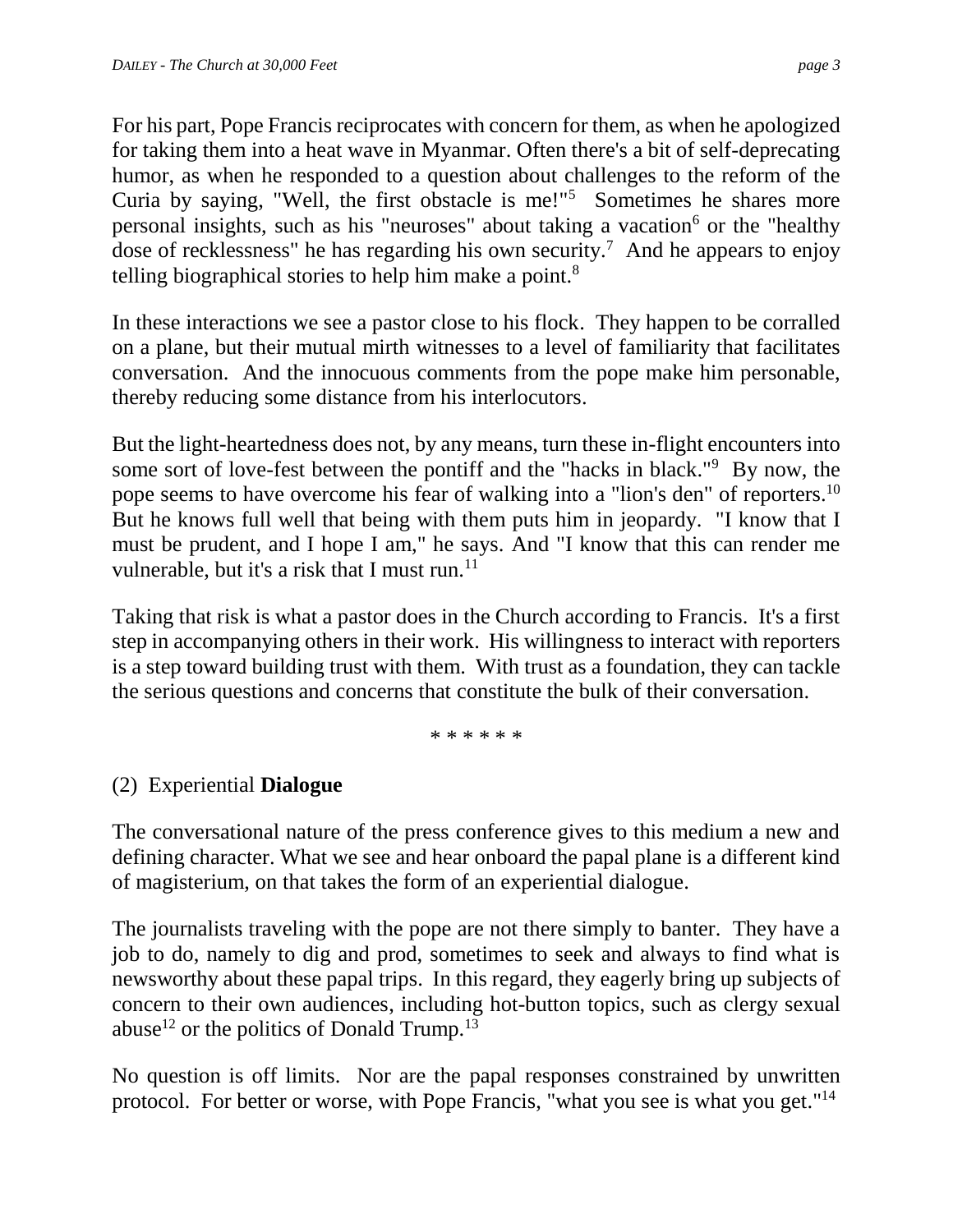For his part, Pope Francis reciprocates with concern for them, as when he apologized for taking them into a heat wave in Myanmar. Often there's a bit of self-deprecating humor, as when he responded to a question about challenges to the reform of the Curia by saying, "Well, the first obstacle is me!"[5] Sometimes he shares more personal insights, such as his "neuroses" about taking a vacation[6] or the "healthy dose of recklessness" he has regarding his own security.[7] And he appears to enjoy telling biographical stories to help him make a point.[8]

In these interactions we see a pastor close to his flock. They happen to be corralled on a plane, but their mutual mirth witnesses to a level of familiarity that facilitates conversation. And the innocuous comments from the pope make him personable, thereby reducing some distance from his interlocutors.

But the light-heartedness does not, by any means, turn these in-flight encounters into some sort of love-fest between the pontiff and the "hacks in black."[9] By now, the pope seems to have overcome his fear of walking into a "lion's den" of reporters.[10] But he knows full well that being with them puts him in jeopardy. "I know that I must be prudent, and I hope I am," he says. And "I know that this can render me vulnerable, but it's a risk that I must run.[11]

Taking that risk is what a pastor does in the Church according to Francis. It's a first step in accompanying others in their work. His willingness to interact with reporters is a step toward building trust with them. With trust as a foundation, they can tackle the serious questions and concerns that constitute the bulk of their conversation.

* * * * * *

## (2) Experiential **Dialogue**

The conversational nature of the press conference gives to this medium a new and defining character. What we see and hear onboard the papal plane is a different kind of magisterium, on that takes the form of an experiential dialogue.

The journalists traveling with the pope are not there simply to banter. They have a job to do, namely to dig and prod, sometimes to seek and always to find what is newsworthy about these papal trips. In this regard, they eagerly bring up subjects of concern to their own audiences, including hot-button topics, such as clergy sexual abuse[12] or the politics of Donald Trump.[13]

No question is off limits. Nor are the papal responses constrained by unwritten protocol. For better or worse, with Pope Francis, "what you see is what you get."[14]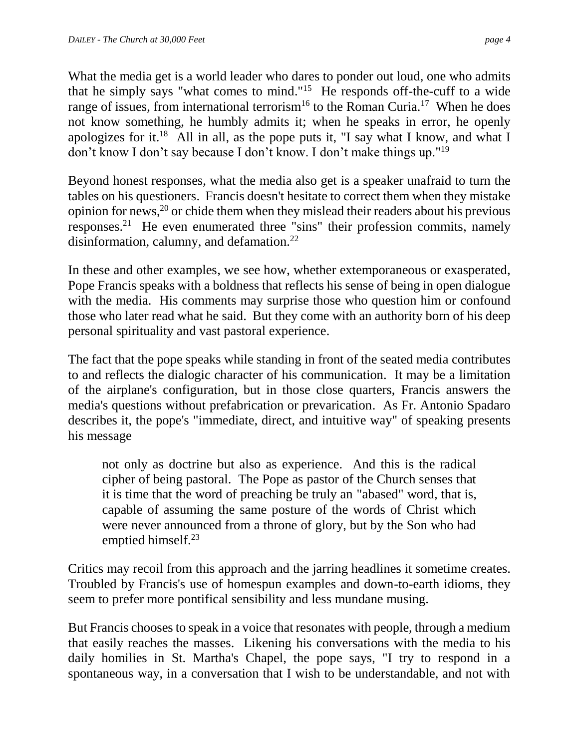What the media get is a world leader who dares to ponder out loud, one who admits that he simply says "what comes to mind."[15] He responds off-the-cuff to a wide range of issues, from international terrorism[16] to the Roman Curia.[17] When he does not know something, he humbly admits it; when he speaks in error, he openly apologizes for it.[18] All in all, as the pope puts it, "I say what I know, and what I don't know I don't say because I don't know. I don't make things up."[19]

Beyond honest responses, what the media also get is a speaker unafraid to turn the tables on his questioners. Francis doesn't hesitate to correct them when they mistake opinion for news,[20] or chide them when they mislead their readers about his previous responses.[21] He even enumerated three "sins" their profession commits, namely disinformation, calumny, and defamation.[22]

In these and other examples, we see how, whether extemporaneous or exasperated, Pope Francis speaks with a boldness that reflects his sense of being in open dialogue with the media. His comments may surprise those who question him or confound those who later read what he said. But they come with an authority born of his deep personal spirituality and vast pastoral experience.

The fact that the pope speaks while standing in front of the seated media contributes to and reflects the dialogic character of his communication. It may be a limitation of the airplane's configuration, but in those close quarters, Francis answers the media's questions without prefabrication or prevarication. As Fr. Antonio Spadaro describes it, the pope's "immediate, direct, and intuitive way" of speaking presents his message

> not only as doctrine but also as experience. And this is the radical cipher of being pastoral. The Pope as pastor of the Church senses that it is time that the word of preaching be truly an "abased" word, that is, capable of assuming the same posture of the words of Christ which were never announced from a throne of glory, but by the Son who had emptied himself.[23]

Critics may recoil from this approach and the jarring headlines it sometime creates. Troubled by Francis's use of homespun examples and down-to-earth idioms, they seem to prefer more pontifical sensibility and less mundane musing.

But Francis chooses to speak in a voice that resonates with people, through a medium that easily reaches the masses. Likening his conversations with the media to his daily homilies in St. Martha's Chapel, the pope says, "I try to respond in a spontaneous way, in a conversation that I wish to be understandable, and not with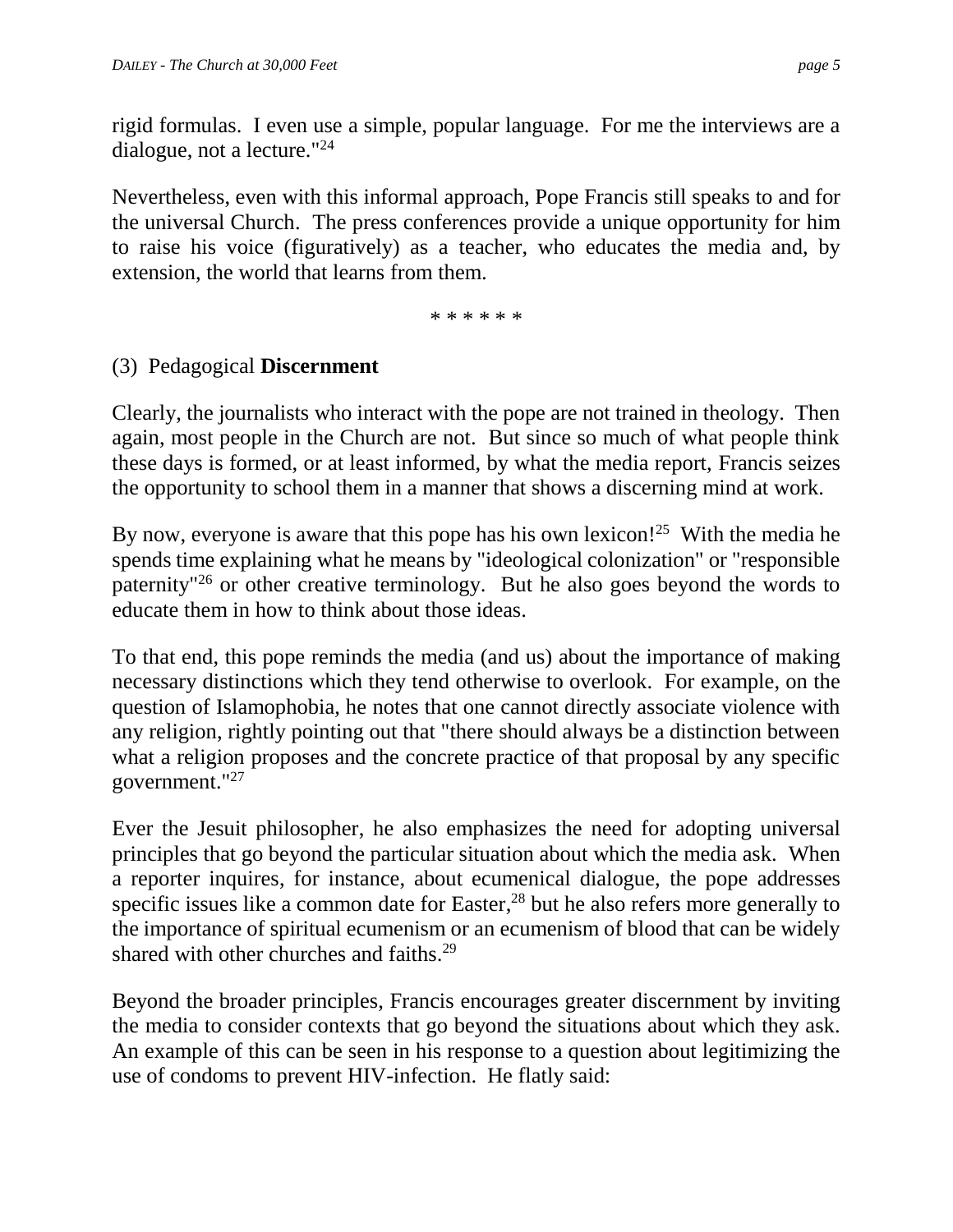rigid formulas. I even use a simple, popular language. For me the interviews are a dialogue, not a lecture."[24]

Nevertheless, even with this informal approach, Pope Francis still speaks to and for the universal Church. The press conferences provide a unique opportunity for him to raise his voice (figuratively) as a teacher, who educates the media and, by extension, the world that learns from them.

\* \* \* \* \* \*

(3) Pedagogical **Discernment**

Clearly, the journalists who interact with the pope are not trained in theology. Then again, most people in the Church are not. But since so much of what people think these days is formed, or at least informed, by what the media report, Francis seizes the opportunity to school them in a manner that shows a discerning mind at work.

By now, everyone is aware that this pope has his own lexicon![25] With the media he spends time explaining what he means by "ideological colonization" or "responsible paternity"[26] or other creative terminology. But he also goes beyond the words to educate them in how to think about those ideas.

To that end, this pope reminds the media (and us) about the importance of making necessary distinctions which they tend otherwise to overlook. For example, on the question of Islamophobia, he notes that one cannot directly associate violence with any religion, rightly pointing out that "there should always be a distinction between what a religion proposes and the concrete practice of that proposal by any specific government."[27]

Ever the Jesuit philosopher, he also emphasizes the need for adopting universal principles that go beyond the particular situation about which the media ask. When a reporter inquires, for instance, about ecumenical dialogue, the pope addresses specific issues like a common date for Easter,[28] but he also refers more generally to the importance of spiritual ecumenism or an ecumenism of blood that can be widely shared with other churches and faiths.[29]

Beyond the broader principles, Francis encourages greater discernment by inviting the media to consider contexts that go beyond the situations about which they ask. An example of this can be seen in his response to a question about legitimizing the use of condoms to prevent HIV-infection. He flatly said: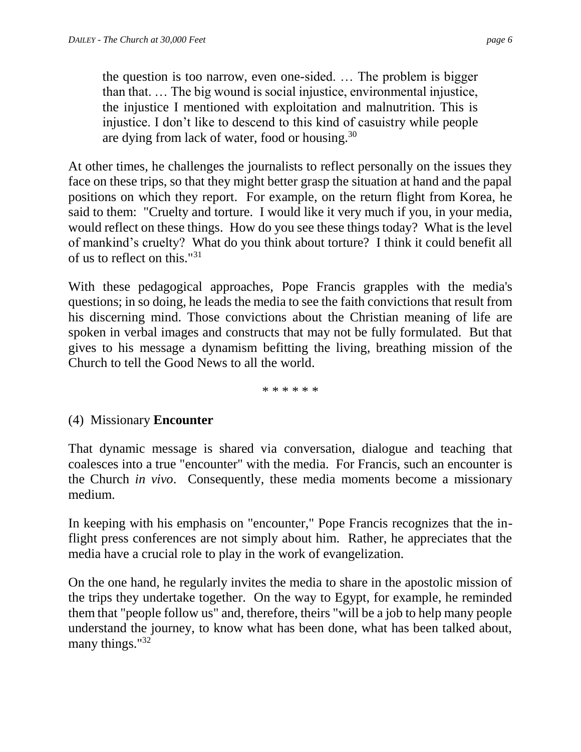> the question is too narrow, even one-sided. … The problem is bigger than that. … The big wound is social injustice, environmental injustice, the injustice I mentioned with exploitation and malnutrition. This is injustice. I don't like to descend to this kind of casuistry while people are dying from lack of water, food or housing.[30]

At other times, he challenges the journalists to reflect personally on the issues they face on these trips, so that they might better grasp the situation at hand and the papal positions on which they report. For example, on the return flight from Korea, he said to them: "Cruelty and torture. I would like it very much if you, in your media, would reflect on these things. How do you see these things today? What is the level of mankind's cruelty? What do you think about torture? I think it could benefit all of us to reflect on this."[31]

With these pedagogical approaches, Pope Francis grapples with the media's questions; in so doing, he leads the media to see the faith convictions that result from his discerning mind. Those convictions about the Christian meaning of life are spoken in verbal images and constructs that may not be fully formulated. But that gives to his message a dynamism befitting the living, breathing mission of the Church to tell the Good News to all the world.

\* \* \* \* \* \*

### (4) Missionary **Encounter**

That dynamic message is shared via conversation, dialogue and teaching that coalesces into a true "encounter" with the media. For Francis, such an encounter is the Church *in vivo*. Consequently, these media moments become a missionary medium.

In keeping with his emphasis on "encounter," Pope Francis recognizes that the in-flight press conferences are not simply about him. Rather, he appreciates that the media have a crucial role to play in the work of evangelization.

On the one hand, he regularly invites the media to share in the apostolic mission of the trips they undertake together. On the way to Egypt, for example, he reminded them that "people follow us" and, therefore, theirs "will be a job to help many people understand the journey, to know what has been done, what has been talked about, many things."[32]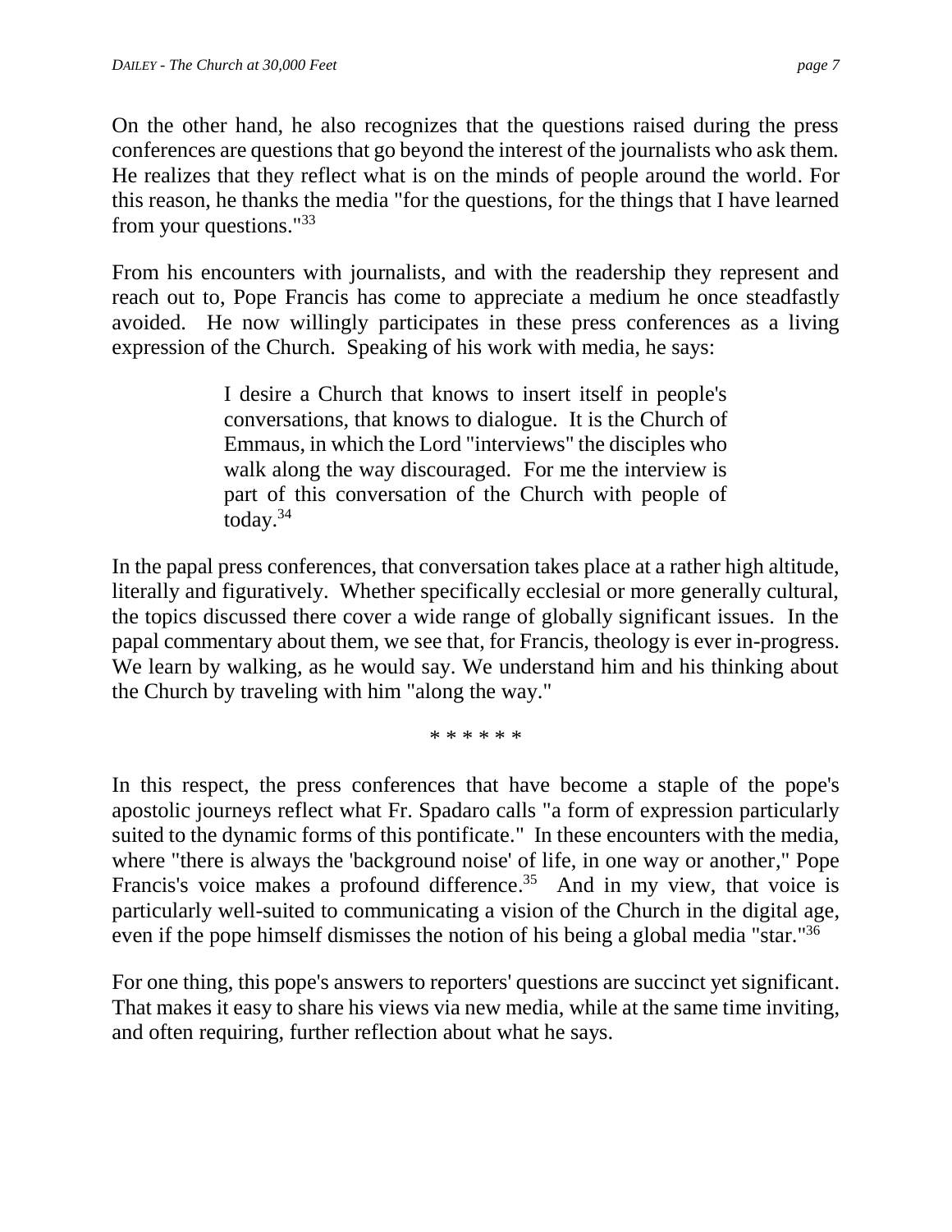On the other hand, he also recognizes that the questions raised during the press conferences are questions that go beyond the interest of the journalists who ask them. He realizes that they reflect what is on the minds of people around the world. For this reason, he thanks the media "for the questions, for the things that I have learned from your questions."[33]

From his encounters with journalists, and with the readership they represent and reach out to, Pope Francis has come to appreciate a medium he once steadfastly avoided. He now willingly participates in these press conferences as a living expression of the Church. Speaking of his work with media, he says:

> I desire a Church that knows to insert itself in people's conversations, that knows to dialogue. It is the Church of Emmaus, in which the Lord "interviews" the disciples who walk along the way discouraged. For me the interview is part of this conversation of the Church with people of today.[34]

In the papal press conferences, that conversation takes place at a rather high altitude, literally and figuratively. Whether specifically ecclesial or more generally cultural, the topics discussed there cover a wide range of globally significant issues. In the papal commentary about them, we see that, for Francis, theology is ever in-progress. We learn by walking, as he would say. We understand him and his thinking about the Church by traveling with him "along the way."

\* \* \* \* \* \*

In this respect, the press conferences that have become a staple of the pope's apostolic journeys reflect what Fr. Spadaro calls "a form of expression particularly suited to the dynamic forms of this pontificate." In these encounters with the media, where "there is always the 'background noise' of life, in one way or another," Pope Francis's voice makes a profound difference.[35] And in my view, that voice is particularly well-suited to communicating a vision of the Church in the digital age, even if the pope himself dismisses the notion of his being a global media "star."[36]

For one thing, this pope's answers to reporters' questions are succinct yet significant. That makes it easy to share his views via new media, while at the same time inviting, and often requiring, further reflection about what he says.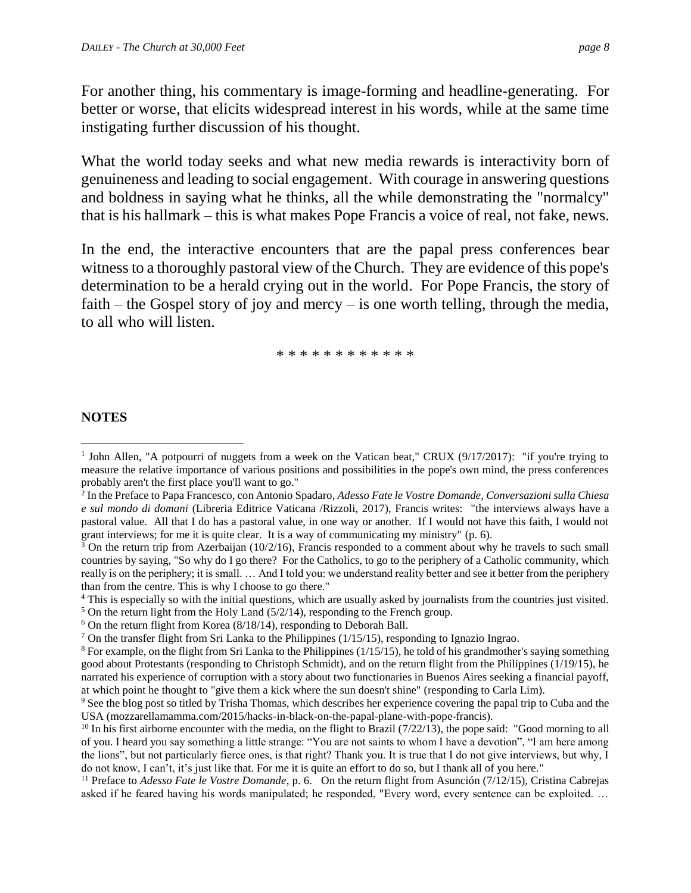For another thing, his commentary is image-forming and headline-generating. For better or worse, that elicits widespread interest in his words, while at the same time instigating further discussion of his thought.

What the world today seeks and what new media rewards is interactivity born of genuineness and leading to social engagement. With courage in answering questions and boldness in saying what he thinks, all the while demonstrating the "normalcy" that is his hallmark – this is what makes Pope Francis a voice of real, not fake, news.

In the end, the interactive encounters that are the papal press conferences bear witness to a thoroughly pastoral view of the Church. They are evidence of this pope's determination to be a herald crying out in the world. For Pope Francis, the story of faith – the Gospel story of joy and mercy – is one worth telling, through the media, to all who will listen.

\* \* \* \* \* \* \* \* \* \* \* \*

**NOTES**

[1] John Allen, "A potpourri of nuggets from a week on the Vatican beat," CRUX (9/17/2017): "if you're trying to measure the relative importance of various positions and possibilities in the pope's own mind, the press conferences probably aren't the first place you'll want to go."

[2] In the Preface to Papa Francesco, con Antonio Spadaro, *Adesso Fate le Vostre Domande, Conversazioni sulla Chiesa e sul mondo di domani* (Libreria Editrice Vaticana /Rizzoli, 2017), Francis writes: "the interviews always have a pastoral value. All that I do has a pastoral value, in one way or another. If I would not have this faith, I would not grant interviews; for me it is quite clear. It is a way of communicating my ministry" (p. 6).

[3] On the return trip from Azerbaijan (10/2/16), Francis responded to a comment about why he travels to such small countries by saying, "So why do I go there? For the Catholics, to go to the periphery of a Catholic community, which really is on the periphery; it is small. … And I told you: we understand reality better and see it better from the periphery than from the centre. This is why I choose to go there."

[4] This is especially so with the initial questions, which are usually asked by journalists from the countries just visited.

[5] On the return light from the Holy Land (5/2/14), responding to the French group.

[6] On the return flight from Korea (8/18/14), responding to Deborah Ball.

[7] On the transfer flight from Sri Lanka to the Philippines (1/15/15), responding to Ignazio Ingrao.

[8] For example, on the flight from Sri Lanka to the Philippines (1/15/15), he told of his grandmother's saying something good about Protestants (responding to Christoph Schmidt), and on the return flight from the Philippines (1/19/15), he narrated his experience of corruption with a story about two functionaries in Buenos Aires seeking a financial payoff, at which point he thought to "give them a kick where the sun doesn't shine" (responding to Carla Lim).

[9] See the blog post so titled by Trisha Thomas, which describes her experience covering the papal trip to Cuba and the USA (mozzarellamamma.com/2015/hacks-in-black-on-the-papal-plane-with-pope-francis).

[10] In his first airborne encounter with the media, on the flight to Brazil (7/22/13), the pope said: "Good morning to all of you. I heard you say something a little strange: "You are not saints to whom I have a devotion", "I am here among the lions", but not particularly fierce ones, is that right? Thank you. It is true that I do not give interviews, but why, I do not know, I can't, it's just like that. For me it is quite an effort to do so, but I thank all of you here."

[11] Preface to *Adesso Fate le Vostre Domande*, p. 6. On the return flight from Asunción (7/12/15), Cristina Cabrejas asked if he feared having his words manipulated; he responded, "Every word, every sentence can be exploited. …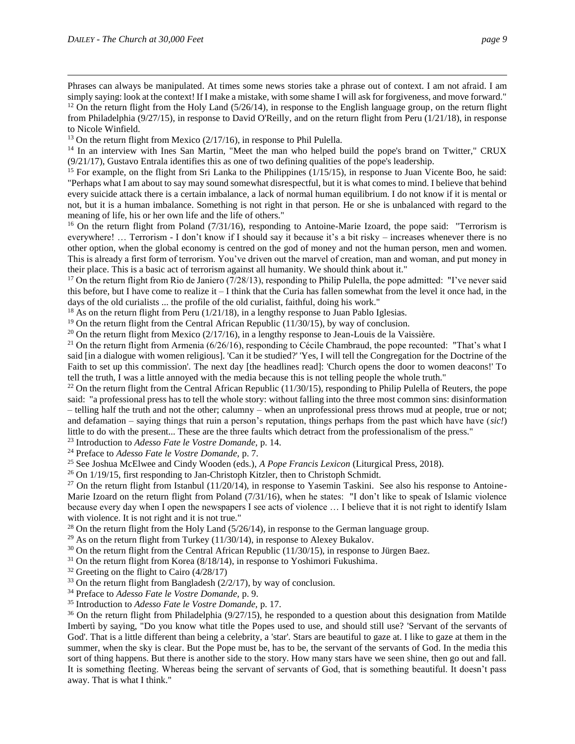Phrases can always be manipulated. At times some news stories take a phrase out of context. I am not afraid. I am simply saying: look at the context! If I make a mistake, with some shame I will ask for forgiveness, and move forward."

[12] On the return flight from the Holy Land (5/26/14), in response to the English language group, on the return flight from Philadelphia (9/27/15), in response to David O'Reilly, and on the return flight from Peru (1/21/18), in response to Nicole Winfield.

[13] On the return flight from Mexico (2/17/16), in response to Phil Pulella.

[14] In an interview with Ines San Martin, "Meet the man who helped build the pope's brand on Twitter," CRUX (9/21/17), Gustavo Entrala identifies this as one of two defining qualities of the pope's leadership.

[15] For example, on the flight from Sri Lanka to the Philippines (1/15/15), in response to Juan Vicente Boo, he said: "Perhaps what I am about to say may sound somewhat disrespectful, but it is what comes to mind. I believe that behind every suicide attack there is a certain imbalance, a lack of normal human equilibrium. I do not know if it is mental or not, but it is a human imbalance. Something is not right in that person. He or she is unbalanced with regard to the meaning of life, his or her own life and the life of others."

[16] On the return flight from Poland (7/31/16), responding to Antoine-Marie Izoard, the pope said: "Terrorism is everywhere! … Terrorism - I don't know if I should say it because it's a bit risky – increases whenever there is no other option, when the global economy is centred on the god of money and not the human person, men and women. This is already a first form of terrorism. You've driven out the marvel of creation, man and woman, and put money in their place. This is a basic act of terrorism against all humanity. We should think about it."

[17] On the return flight from Rio de Janiero (7/28/13), responding to Philip Pulella, the pope admitted: "I've never said this before, but I have come to realize it – I think that the Curia has fallen somewhat from the level it once had, in the days of the old curialists ... the profile of the old curialist, faithful, doing his work."

[18] As on the return flight from Peru (1/21/18), in a lengthy response to Juan Pablo Iglesias.

[19] On the return flight from the Central African Republic (11/30/15), by way of conclusion.

[20] On the return flight from Mexico (2/17/16), in a lengthy response to Jean-Louis de la Vaissière.

[21] On the return flight from Armenia (6/26/16), responding to Cécile Chambraud, the pope recounted: "That's what I said [in a dialogue with women religious]. 'Can it be studied?' 'Yes, I will tell the Congregation for the Doctrine of the Faith to set up this commission'. The next day [the headlines read]: 'Church opens the door to women deacons!' To tell the truth, I was a little annoyed with the media because this is not telling people the whole truth."

[22] On the return flight from the Central African Republic (11/30/15), responding to Philip Pulella of Reuters, the pope said: "a professional press has to tell the whole story: without falling into the three most common sins: disinformation – telling half the truth and not the other; calumny – when an unprofessional press throws mud at people, true or not; and defamation – saying things that ruin a person's reputation, things perhaps from the past which have have (*sic!*) little to do with the present... These are the three faults which detract from the professionalism of the press."

[23] Introduction to *Adesso Fate le Vostre Domande,* p. 14.

[24] Preface to *Adesso Fate le Vostre Domande,* p. 7.

[25] See Joshua McElwee and Cindy Wooden (eds.), *A Pope Francis Lexicon* (Liturgical Press, 2018).

[26] On 1/19/15, first responding to Jan-Christoph Kitzler, then to Christoph Schmidt.

[27] On the return flight from Istanbul (11/20/14), in response to Yasemin Taskini. See also his response to Antoine-Marie Izoard on the return flight from Poland (7/31/16), when he states: "I don't like to speak of Islamic violence because every day when I open the newspapers I see acts of violence … I believe that it is not right to identify Islam with violence. It is not right and it is not true."

[28] On the return flight from the Holy Land (5/26/14), in response to the German language group.

[29] As on the return flight from Turkey (11/30/14), in response to Alexey Bukalov.

[30] On the return flight from the Central African Republic (11/30/15), in response to Jürgen Baez.

[31] On the return flight from Korea (8/18/14), in response to Yoshimori Fukushima.

[32] Greeting on the flight to Cairo (4/28/17)

[33] On the return flight from Bangladesh (2/2/17), by way of conclusion.

[34] Preface to *Adesso Fate le Vostre Domande,* p. 9.

[35] Introduction to *Adesso Fate le Vostre Domande,* p. 17.

[36] On the return flight from Philadelphia (9/27/15), he responded to a question about this designation from Matilde Imbertì by saying, "Do you know what title the Popes used to use, and should still use? 'Servant of the servants of God'. That is a little different than being a celebrity, a 'star'. Stars are beautiful to gaze at. I like to gaze at them in the summer, when the sky is clear. But the Pope must be, has to be, the servant of the servants of God. In the media this sort of thing happens. But there is another side to the story. How many stars have we seen shine, then go out and fall. It is something fleeting. Whereas being the servant of servants of God, that is something beautiful. It doesn't pass away. That is what I think."